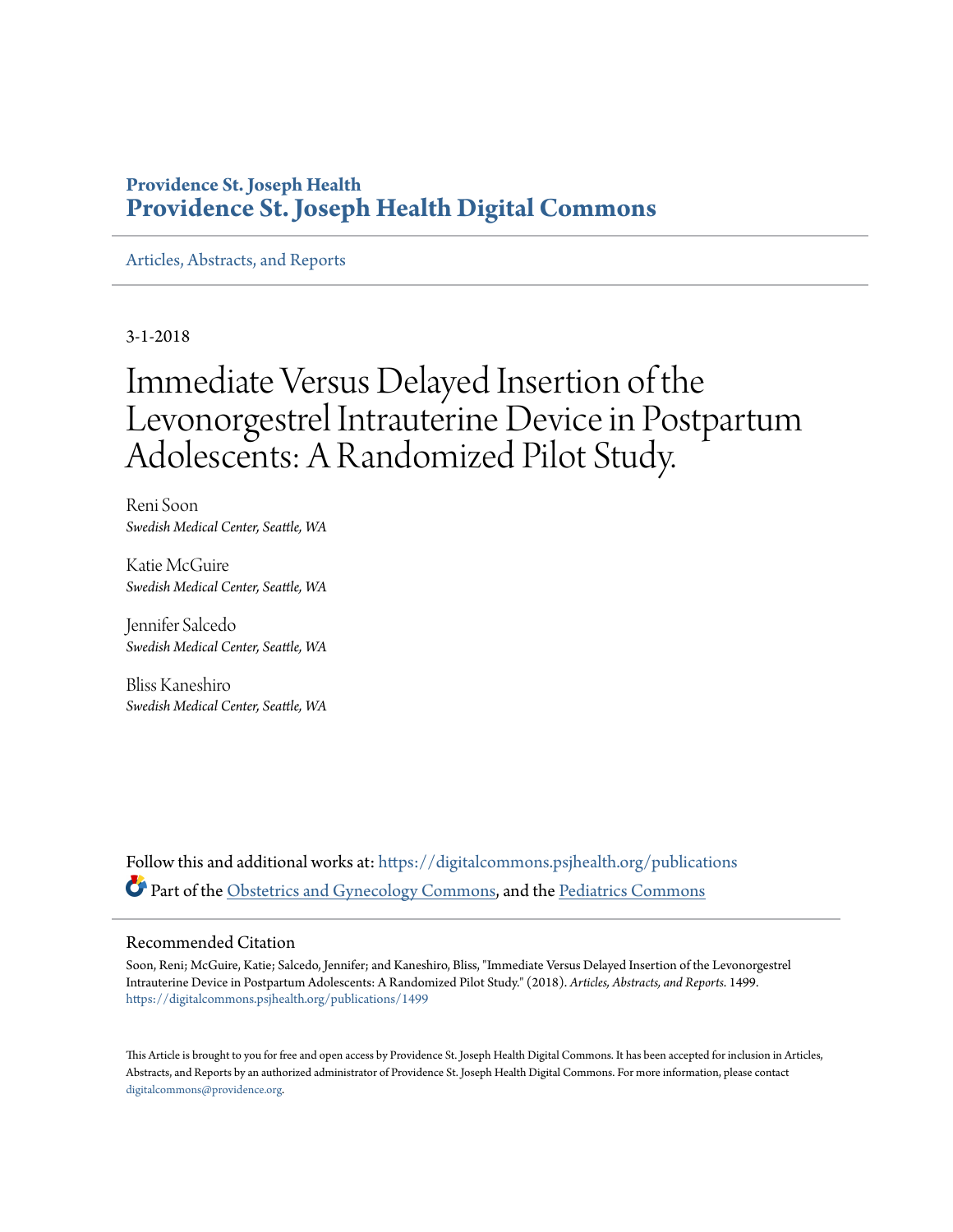**Providence St. Joseph Health**
**Providence St. Joseph Health Digital Commons**

Articles, Abstracts, and Reports

3-1-2018

# Immediate Versus Delayed Insertion of the Levonorgestrel Intrauterine Device in Postpartum Adolescents: A Randomized Pilot Study.

Reni Soon
*Swedish Medical Center, Seattle, WA*

Katie McGuire
*Swedish Medical Center, Seattle, WA*

Jennifer Salcedo
*Swedish Medical Center, Seattle, WA*

Bliss Kaneshiro
*Swedish Medical Center, Seattle, WA*

Follow this and additional works at: https://digitalcommons.psjhealth.org/publications

Part of the Obstetrics and Gynecology Commons, and the Pediatrics Commons

## Recommended Citation

Soon, Reni; McGuire, Katie; Salcedo, Jennifer; and Kaneshiro, Bliss, "Immediate Versus Delayed Insertion of the Levonorgestrel Intrauterine Device in Postpartum Adolescents: A Randomized Pilot Study." (2018). *Articles, Abstracts, and Reports*. 1499.
https://digitalcommons.psjhealth.org/publications/1499

This Article is brought to you for free and open access by Providence St. Joseph Health Digital Commons. It has been accepted for inclusion in Articles, Abstracts, and Reports by an authorized administrator of Providence St. Joseph Health Digital Commons. For more information, please contact digitalcommons@providence.org.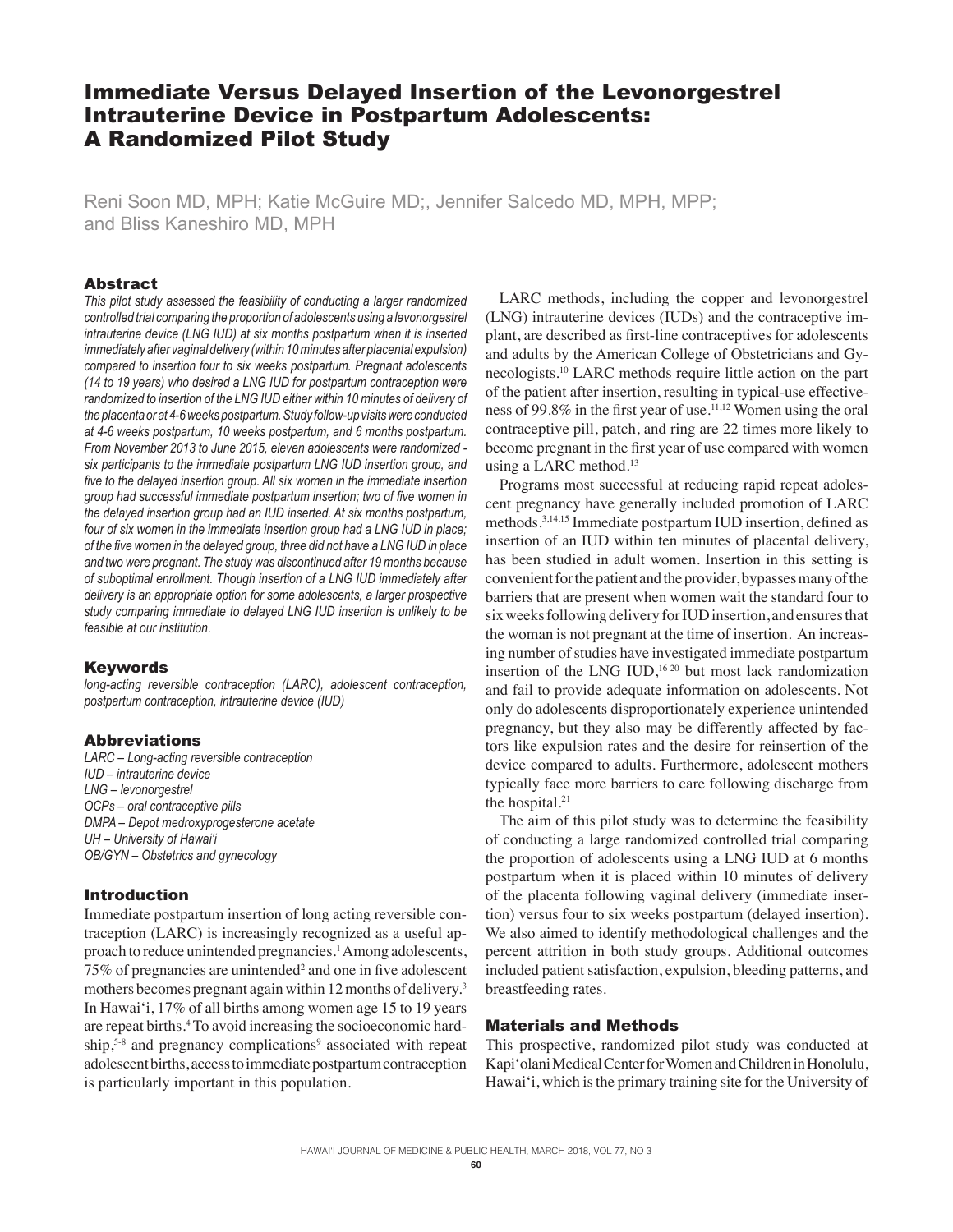# Immediate Versus Delayed Insertion of the Levonorgestrel Intrauterine Device in Postpartum Adolescents: A Randomized Pilot Study

Reni Soon MD, MPH; Katie McGuire MD;, Jennifer Salcedo MD, MPH, MPP; and Bliss Kaneshiro MD, MPH

## Abstract

*This pilot study assessed the feasibility of conducting a larger randomized controlled trial comparing the proportion of adolescents using a levonorgestrel intrauterine device (LNG IUD) at six months postpartum when it is inserted immediately after vaginal delivery (within 10 minutes after placental expulsion) compared to insertion four to six weeks postpartum. Pregnant adolescents (14 to 19 years) who desired a LNG IUD for postpartum contraception were randomized to insertion of the LNG IUD either within 10 minutes of delivery of the placenta or at 4-6 weeks postpartum. Study follow-up visits were conducted at 4-6 weeks postpartum, 10 weeks postpartum, and 6 months postpartum. From November 2013 to June 2015, eleven adolescents were randomized - six participants to the immediate postpartum LNG IUD insertion group, and five to the delayed insertion group. All six women in the immediate insertion group had successful immediate postpartum insertion; two of five women in the delayed insertion group had an IUD inserted. At six months postpartum, four of six women in the immediate insertion group had a LNG IUD in place; of the five women in the delayed group, three did not have a LNG IUD in place and two were pregnant. The study was discontinued after 19 months because of suboptimal enrollment. Though insertion of a LNG IUD immediately after delivery is an appropriate option for some adolescents, a larger prospective study comparing immediate to delayed LNG IUD insertion is unlikely to be feasible at our institution.*

## Keywords

*long-acting reversible contraception (LARC), adolescent contraception, postpartum contraception, intrauterine device (IUD)*

## Abbreviations

*LARC – Long-acting reversible contraception*
*IUD – intrauterine device*
*LNG – levonorgestrel*
*OCPs – oral contraceptive pills*
*DMPA – Depot medroxyprogesterone acetate*
*UH – University of Hawai'i*
*OB/GYN – Obstetrics and gynecology*

## Introduction

Immediate postpartum insertion of long acting reversible contraception (LARC) is increasingly recognized as a useful approach to reduce unintended pregnancies.[1] Among adolescents, 75% of pregnancies are unintended[2] and one in five adolescent mothers becomes pregnant again within 12 months of delivery.[3] In Hawai'i, 17% of all births among women age 15 to 19 years are repeat births.[4] To avoid increasing the socioeconomic hardship,[5-8] and pregnancy complications[9] associated with repeat adolescent births, access to immediate postpartum contraception is particularly important in this population.

LARC methods, including the copper and levonorgestrel (LNG) intrauterine devices (IUDs) and the contraceptive implant, are described as first-line contraceptives for adolescents and adults by the American College of Obstetricians and Gynecologists.[10] LARC methods require little action on the part of the patient after insertion, resulting in typical-use effectiveness of 99.8% in the first year of use.[11,12] Women using the oral contraceptive pill, patch, and ring are 22 times more likely to become pregnant in the first year of use compared with women using a LARC method.[13]

Programs most successful at reducing rapid repeat adolescent pregnancy have generally included promotion of LARC methods.[3,14,15] Immediate postpartum IUD insertion, defined as insertion of an IUD within ten minutes of placental delivery, has been studied in adult women. Insertion in this setting is convenient for the patient and the provider, bypasses many of the barriers that are present when women wait the standard four to six weeks following delivery for IUD insertion, and ensures that the woman is not pregnant at the time of insertion. An increasing number of studies have investigated immediate postpartum insertion of the LNG IUD,[16-20] but most lack randomization and fail to provide adequate information on adolescents. Not only do adolescents disproportionately experience unintended pregnancy, but they also may be differently affected by factors like expulsion rates and the desire for reinsertion of the device compared to adults. Furthermore, adolescent mothers typically face more barriers to care following discharge from the hospital.[21]

The aim of this pilot study was to determine the feasibility of conducting a large randomized controlled trial comparing the proportion of adolescents using a LNG IUD at 6 months postpartum when it is placed within 10 minutes of delivery of the placenta following vaginal delivery (immediate insertion) versus four to six weeks postpartum (delayed insertion). We also aimed to identify methodological challenges and the percent attrition in both study groups. Additional outcomes included patient satisfaction, expulsion, bleeding patterns, and breastfeeding rates.

## Materials and Methods

This prospective, randomized pilot study was conducted at Kapi'olani Medical Center for Women and Children in Honolulu, Hawai'i, which is the primary training site for the University of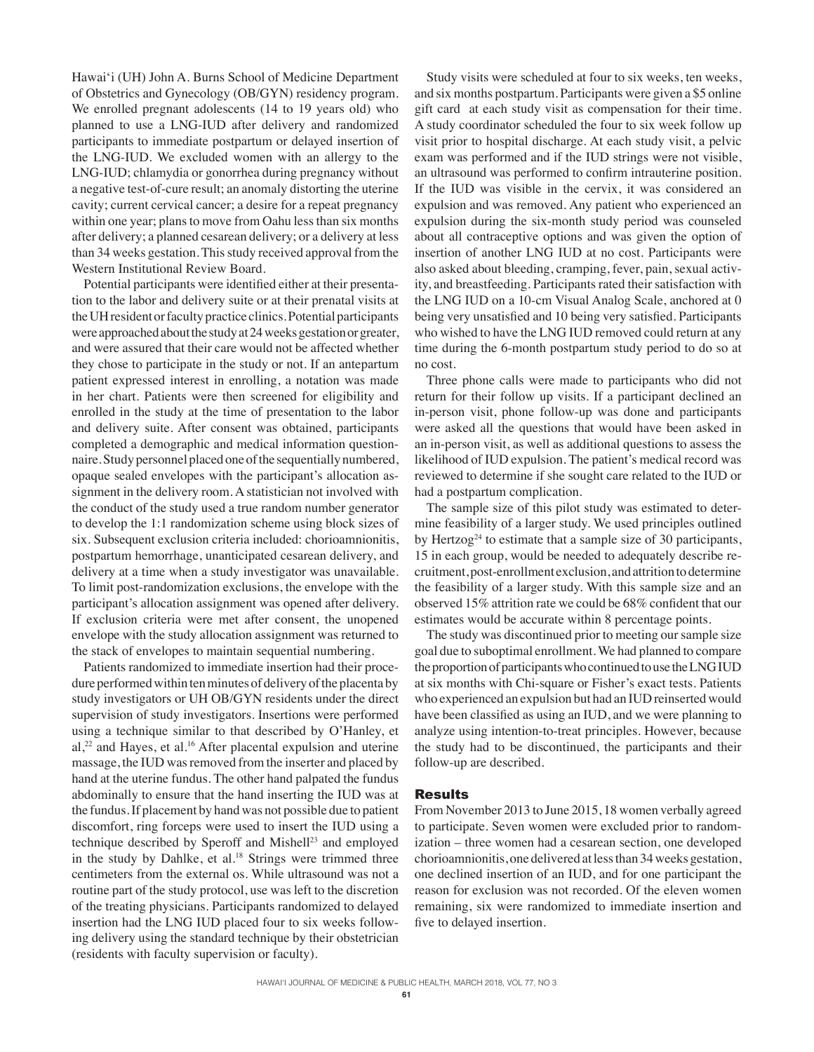Hawai'i (UH) John A. Burns School of Medicine Department of Obstetrics and Gynecology (OB/GYN) residency program. We enrolled pregnant adolescents (14 to 19 years old) who planned to use a LNG-IUD after delivery and randomized participants to immediate postpartum or delayed insertion of the LNG-IUD. We excluded women with an allergy to the LNG-IUD; chlamydia or gonorrhea during pregnancy without a negative test-of-cure result; an anomaly distorting the uterine cavity; current cervical cancer; a desire for a repeat pregnancy within one year; plans to move from Oahu less than six months after delivery; a planned cesarean delivery; or a delivery at less than 34 weeks gestation. This study received approval from the Western Institutional Review Board.

Potential participants were identified either at their presentation to the labor and delivery suite or at their prenatal visits at the UH resident or faculty practice clinics. Potential participants were approached about the study at 24 weeks gestation or greater, and were assured that their care would not be affected whether they chose to participate in the study or not. If an antepartum patient expressed interest in enrolling, a notation was made in her chart. Patients were then screened for eligibility and enrolled in the study at the time of presentation to the labor and delivery suite. After consent was obtained, participants completed a demographic and medical information questionnaire. Study personnel placed one of the sequentially numbered, opaque sealed envelopes with the participant's allocation assignment in the delivery room. A statistician not involved with the conduct of the study used a true random number generator to develop the 1:1 randomization scheme using block sizes of six. Subsequent exclusion criteria included: chorioamnionitis, postpartum hemorrhage, unanticipated cesarean delivery, and delivery at a time when a study investigator was unavailable. To limit post-randomization exclusions, the envelope with the participant's allocation assignment was opened after delivery. If exclusion criteria were met after consent, the unopened envelope with the study allocation assignment was returned to the stack of envelopes to maintain sequential numbering.

Patients randomized to immediate insertion had their procedure performed within ten minutes of delivery of the placenta by study investigators or UH OB/GYN residents under the direct supervision of study investigators. Insertions were performed using a technique similar to that described by O'Hanley, et al,[22] and Hayes, et al.[16] After placental expulsion and uterine massage, the IUD was removed from the inserter and placed by hand at the uterine fundus. The other hand palpated the fundus abdominally to ensure that the hand inserting the IUD was at the fundus. If placement by hand was not possible due to patient discomfort, ring forceps were used to insert the IUD using a technique described by Speroff and Mishell[23] and employed in the study by Dahlke, et al.[18] Strings were trimmed three centimeters from the external os. While ultrasound was not a routine part of the study protocol, use was left to the discretion of the treating physicians. Participants randomized to delayed insertion had the LNG IUD placed four to six weeks following delivery using the standard technique by their obstetrician (residents with faculty supervision or faculty).

Study visits were scheduled at four to six weeks, ten weeks, and six months postpartum. Participants were given a $5 online gift card at each study visit as compensation for their time. A study coordinator scheduled the four to six week follow up visit prior to hospital discharge. At each study visit, a pelvic exam was performed and if the IUD strings were not visible, an ultrasound was performed to confirm intrauterine position. If the IUD was visible in the cervix, it was considered an expulsion and was removed. Any patient who experienced an expulsion during the six-month study period was counseled about all contraceptive options and was given the option of insertion of another LNG IUD at no cost. Participants were also asked about bleeding, cramping, fever, pain, sexual activity, and breastfeeding. Participants rated their satisfaction with the LNG IUD on a 10-cm Visual Analog Scale, anchored at 0 being very unsatisfied and 10 being very satisfied. Participants who wished to have the LNG IUD removed could return at any time during the 6-month postpartum study period to do so at no cost.

Three phone calls were made to participants who did not return for their follow up visits. If a participant declined an in-person visit, phone follow-up was done and participants were asked all the questions that would have been asked in an in-person visit, as well as additional questions to assess the likelihood of IUD expulsion. The patient's medical record was reviewed to determine if she sought care related to the IUD or had a postpartum complication.

The sample size of this pilot study was estimated to determine feasibility of a larger study. We used principles outlined by Hertzog[24] to estimate that a sample size of 30 participants, 15 in each group, would be needed to adequately describe recruitment, post-enrollment exclusion, and attrition to determine the feasibility of a larger study. With this sample size and an observed 15% attrition rate we could be 68% confident that our estimates would be accurate within 8 percentage points.

The study was discontinued prior to meeting our sample size goal due to suboptimal enrollment. We had planned to compare the proportion of participants who continued to use the LNG IUD at six months with Chi-square or Fisher's exact tests. Patients who experienced an expulsion but had an IUD reinserted would have been classified as using an IUD, and we were planning to analyze using intention-to-treat principles. However, because the study had to be discontinued, the participants and their follow-up are described.

## Results

From November 2013 to June 2015, 18 women verbally agreed to participate. Seven women were excluded prior to randomization – three women had a cesarean section, one developed chorioamnionitis, one delivered at less than 34 weeks gestation, one declined insertion of an IUD, and for one participant the reason for exclusion was not recorded. Of the eleven women remaining, six were randomized to immediate insertion and five to delayed insertion.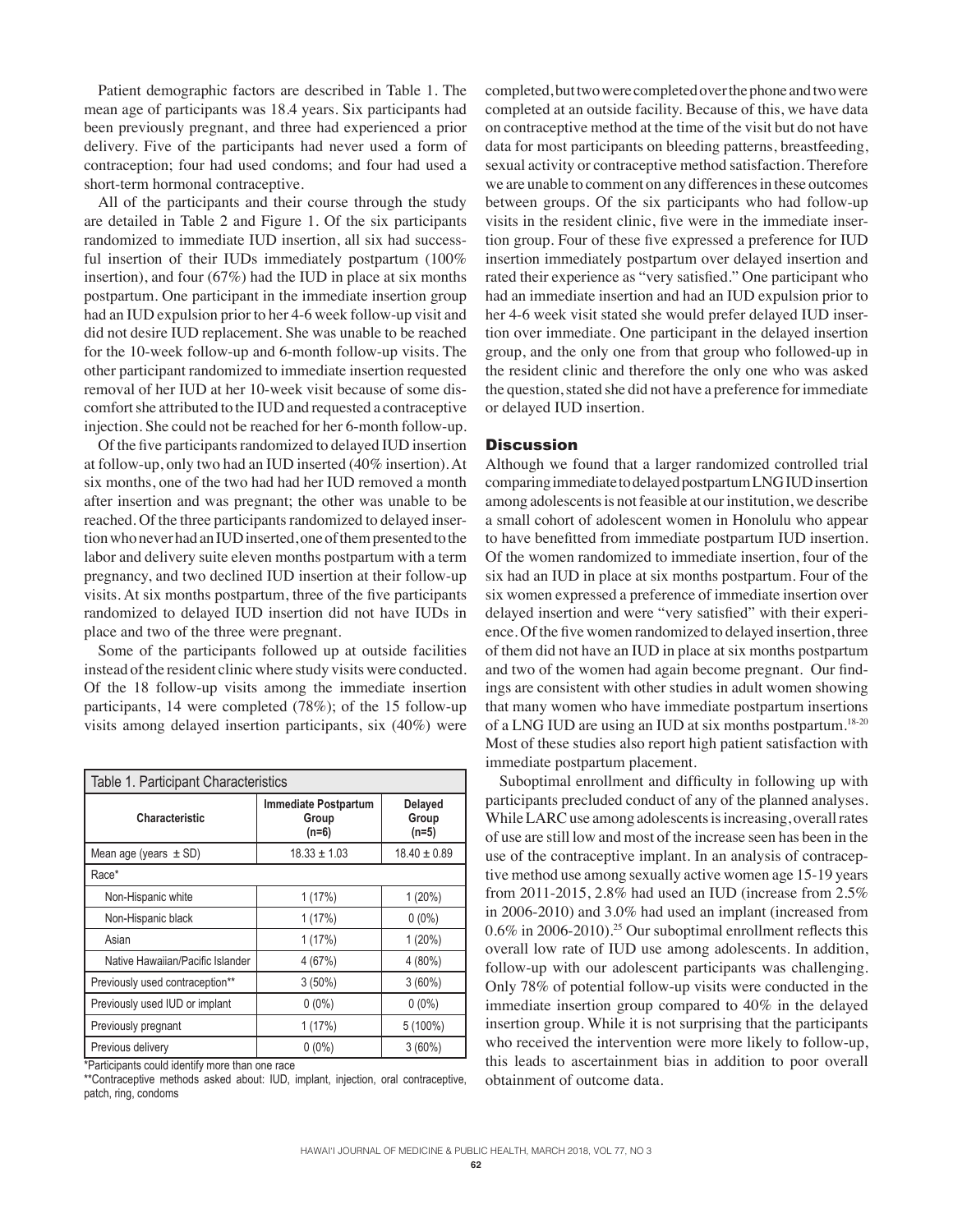Patient demographic factors are described in Table 1. The mean age of participants was 18.4 years. Six participants had been previously pregnant, and three had experienced a prior delivery. Five of the participants had never used a form of contraception; four had used condoms; and four had used a short-term hormonal contraceptive.

All of the participants and their course through the study are detailed in Table 2 and Figure 1. Of the six participants randomized to immediate IUD insertion, all six had successful insertion of their IUDs immediately postpartum (100% insertion), and four (67%) had the IUD in place at six months postpartum. One participant in the immediate insertion group had an IUD expulsion prior to her 4-6 week follow-up visit and did not desire IUD replacement. She was unable to be reached for the 10-week follow-up and 6-month follow-up visits. The other participant randomized to immediate insertion requested removal of her IUD at her 10-week visit because of some discomfort she attributed to the IUD and requested a contraceptive injection. She could not be reached for her 6-month follow-up.

Of the five participants randomized to delayed IUD insertion at follow-up, only two had an IUD inserted (40% insertion). At six months, one of the two had had her IUD removed a month after insertion and was pregnant; the other was unable to be reached. Of the three participants randomized to delayed insertion who never had an IUD inserted, one of them presented to the labor and delivery suite eleven months postpartum with a term pregnancy, and two declined IUD insertion at their follow-up visits. At six months postpartum, three of the five participants randomized to delayed IUD insertion did not have IUDs in place and two of the three were pregnant.

Some of the participants followed up at outside facilities instead of the resident clinic where study visits were conducted. Of the 18 follow-up visits among the immediate insertion participants, 14 were completed (78%); of the 15 follow-up visits among delayed insertion participants, six (40%) were completed, but two were completed over the phone and two were completed at an outside facility. Because of this, we have data on contraceptive method at the time of the visit but do not have data for most participants on bleeding patterns, breastfeeding, sexual activity or contraceptive method satisfaction. Therefore we are unable to comment on any differences in these outcomes between groups. Of the six participants who had follow-up visits in the resident clinic, five were in the immediate insertion group. Four of these five expressed a preference for IUD insertion immediately postpartum over delayed insertion and rated their experience as "very satisfied." One participant who had an immediate insertion and had an IUD expulsion prior to her 4-6 week visit stated she would prefer delayed IUD insertion over immediate. One participant in the delayed insertion group, and the only one from that group who followed-up in the resident clinic and therefore the only one who was asked the question, stated she did not have a preference for immediate or delayed IUD insertion.

Table 1. Participant Characteristics

| Characteristic | Immediate Postpartum Group (n=6) | Delayed Group (n=5) |
|---|---|---|
| Mean age (years ± SD) | 18.33 ± 1.03 | 18.40 ± 0.89 |
| Race* | | |
| Non-Hispanic white | 1 (17%) | 1 (20%) |
| Non-Hispanic black | 1 (17%) | 0 (0%) |
| Asian | 1 (17%) | 1 (20%) |
| Native Hawaiian/Pacific Islander | 4 (67%) | 4 (80%) |
| Previously used contraception** | 3 (50%) | 3 (60%) |
| Previously used IUD or implant | 0 (0%) | 0 (0%) |
| Previously pregnant | 1 (17%) | 5 (100%) |
| Previous delivery | 0 (0%) | 3 (60%) |

*Participants could identify more than one race

**Contraceptive methods asked about: IUD, implant, injection, oral contraceptive, patch, ring, condoms

## Discussion

Although we found that a larger randomized controlled trial comparing immediate to delayed postpartum LNG IUD insertion among adolescents is not feasible at our institution, we describe a small cohort of adolescent women in Honolulu who appear to have benefitted from immediate postpartum IUD insertion. Of the women randomized to immediate insertion, four of the six had an IUD in place at six months postpartum. Four of the six women expressed a preference of immediate insertion over delayed insertion and were "very satisfied" with their experience. Of the five women randomized to delayed insertion, three of them did not have an IUD in place at six months postpartum and two of the women had again become pregnant. Our findings are consistent with other studies in adult women showing that many women who have immediate postpartum insertions of a LNG IUD are using an IUD at six months postpartum.[18-20] Most of these studies also report high patient satisfaction with immediate postpartum placement.

Suboptimal enrollment and difficulty in following up with participants precluded conduct of any of the planned analyses. While LARC use among adolescents is increasing, overall rates of use are still low and most of the increase seen has been in the use of the contraceptive implant. In an analysis of contraceptive method use among sexually active women age 15-19 years from 2011-2015, 2.8% had used an IUD (increase from 2.5% in 2006-2010) and 3.0% had used an implant (increased from 0.6% in 2006-2010).[25] Our suboptimal enrollment reflects this overall low rate of IUD use among adolescents. In addition, follow-up with our adolescent participants was challenging. Only 78% of potential follow-up visits were conducted in the immediate insertion group compared to 40% in the delayed insertion group. While it is not surprising that the participants who received the intervention were more likely to follow-up, this leads to ascertainment bias in addition to poor overall obtainment of outcome data.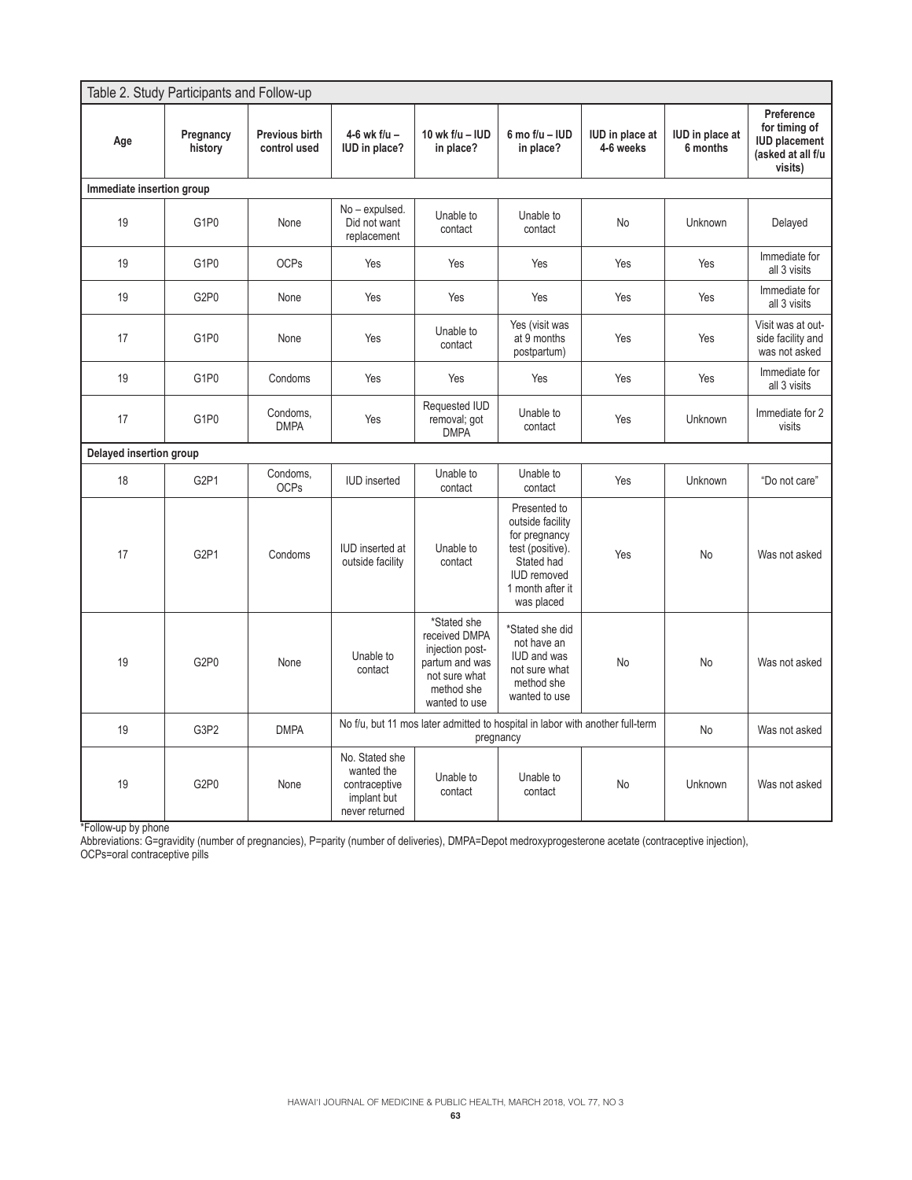Table 2. Study Participants and Follow-up

| Age | Pregnancy history | Previous birth control used | 4-6 wk f/u – IUD in place? | 10 wk f/u – IUD in place? | 6 mo f/u – IUD in place? | IUD in place at 4-6 weeks | IUD in place at 6 months | Preference for timing of IUD placement (asked at all f/u visits) |
|---|---|---|---|---|---|---|---|---|
| **Immediate insertion group** | | | | | | | | |
| 19 | G1P0 | None | No – expulsed. Did not want replacement | Unable to contact | Unable to contact | No | Unknown | Delayed |
| 19 | G1P0 | OCPs | Yes | Yes | Yes | Yes | Yes | Immediate for all 3 visits |
| 19 | G2P0 | None | Yes | Yes | Yes | Yes | Yes | Immediate for all 3 visits |
| 17 | G1P0 | None | Yes | Unable to contact | Yes (visit was at 9 months postpartum) | Yes | Yes | Visit was at outside facility and was not asked |
| 19 | G1P0 | Condoms | Yes | Yes | Yes | Yes | Yes | Immediate for all 3 visits |
| 17 | G1P0 | Condoms, DMPA | Yes | Requested IUD removal; got DMPA | Unable to contact | Yes | Unknown | Immediate for 2 visits |
| **Delayed insertion group** | | | | | | | | |
| 18 | G2P1 | Condoms, OCPs | IUD inserted | Unable to contact | Unable to contact | Yes | Unknown | "Do not care" |
| 17 | G2P1 | Condoms | IUD inserted at outside facility | Unable to contact | Presented to outside facility for pregnancy test (positive). Stated had IUD removed 1 month after it was placed | Yes | No | Was not asked |
| 19 | G2P0 | None | Unable to contact | *Stated she received DMPA injection post-partum and was not sure what method she wanted to use | *Stated she did not have an IUD and was not sure what method she wanted to use | No | No | Was not asked |
| 19 | G3P2 | DMPA | No f/u, but 11 mos later admitted to hospital in labor with another full-term pregnancy | | | | No | Was not asked |
| 19 | G2P0 | None | No. Stated she wanted the contraceptive implant but never returned | Unable to contact | Unable to contact | No | Unknown | Was not asked |

*Follow-up by phone

Abbreviations: G=gravidity (number of pregnancies), P=parity (number of deliveries), DMPA=Depot medroxyprogesterone acetate (contraceptive injection), OCPs=oral contraceptive pills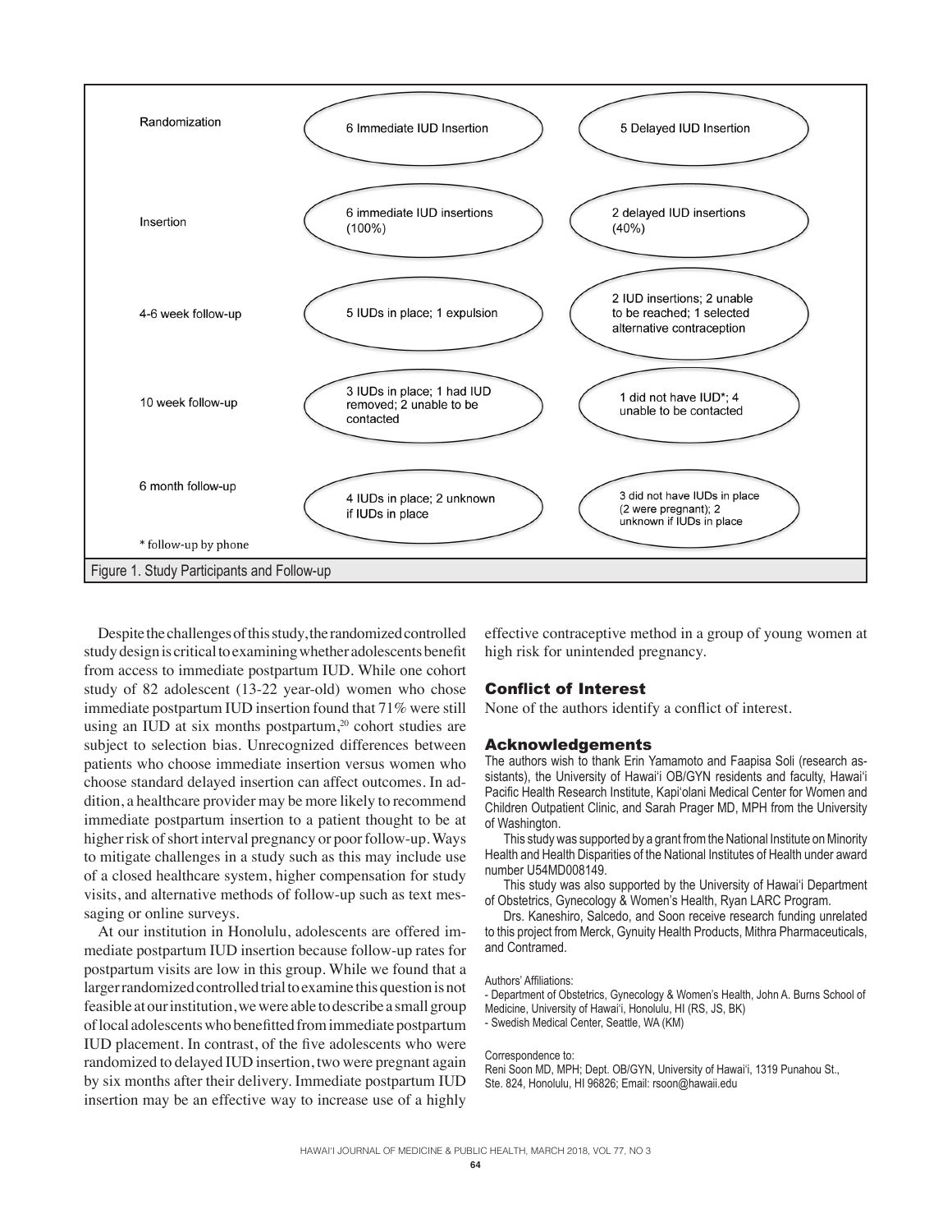| | | |
|---|---|---|
| Randomization | 6 Immediate IUD Insertion | 5 Delayed IUD Insertion |
| Insertion | 6 immediate IUD insertions (100%) | 2 delayed IUD insertions (40%) |
| 4-6 week follow-up | 5 IUDs in place; 1 expulsion | 2 IUD insertions; 2 unable to be reached; 1 selected alternative contraception |
| 10 week follow-up | 3 IUDs in place; 1 had IUD removed; 2 unable to be contacted | 1 did not have IUD*; 4 unable to be contacted |
| 6 month follow-up | 4 IUDs in place; 2 unknown if IUDs in place | 3 did not have IUDs in place (2 were pregnant); 2 unknown if IUDs in place |

\* follow-up by phone

Figure 1. Study Participants and Follow-up

Despite the challenges of this study, the randomized controlled study design is critical to examining whether adolescents benefit from access to immediate postpartum IUD. While one cohort study of 82 adolescent (13-22 year-old) women who chose immediate postpartum IUD insertion found that 71% were still using an IUD at six months postpartum,[20] cohort studies are subject to selection bias. Unrecognized differences between patients who choose immediate insertion versus women who choose standard delayed insertion can affect outcomes. In addition, a healthcare provider may be more likely to recommend immediate postpartum insertion to a patient thought to be at higher risk of short interval pregnancy or poor follow-up. Ways to mitigate challenges in a study such as this may include use of a closed healthcare system, higher compensation for study visits, and alternative methods of follow-up such as text messaging or online surveys.

At our institution in Honolulu, adolescents are offered immediate postpartum IUD insertion because follow-up rates for postpartum visits are low in this group. While we found that a larger randomized controlled trial to examine this question is not feasible at our institution, we were able to describe a small group of local adolescents who benefitted from immediate postpartum IUD placement. In contrast, of the five adolescents who were randomized to delayed IUD insertion, two were pregnant again by six months after their delivery. Immediate postpartum IUD insertion may be an effective way to increase use of a highly effective contraceptive method in a group of young women at high risk for unintended pregnancy.

## Conflict of Interest

None of the authors identify a conflict of interest.

## Acknowledgements

The authors wish to thank Erin Yamamoto and Faapisa Soli (research assistants), the University of Hawai'i OB/GYN residents and faculty, Hawai'i Pacific Health Research Institute, Kapi'olani Medical Center for Women and Children Outpatient Clinic, and Sarah Prager MD, MPH from the University of Washington.

This study was supported by a grant from the National Institute on Minority Health and Health Disparities of the National Institutes of Health under award number U54MD008149.

This study was also supported by the University of Hawai'i Department of Obstetrics, Gynecology & Women's Health, Ryan LARC Program.

Drs. Kaneshiro, Salcedo, and Soon receive research funding unrelated to this project from Merck, Gynuity Health Products, Mithra Pharmaceuticals, and Contramed.

Authors' Affiliations:
- Department of Obstetrics, Gynecology & Women's Health, John A. Burns School of Medicine, University of Hawai'i, Honolulu, HI (RS, JS, BK)
- Swedish Medical Center, Seattle, WA (KM)

Correspondence to:
Reni Soon MD, MPH; Dept. OB/GYN, University of Hawai'i, 1319 Punahou St., Ste. 824, Honolulu, HI 96826; Email: rsoon@hawaii.edu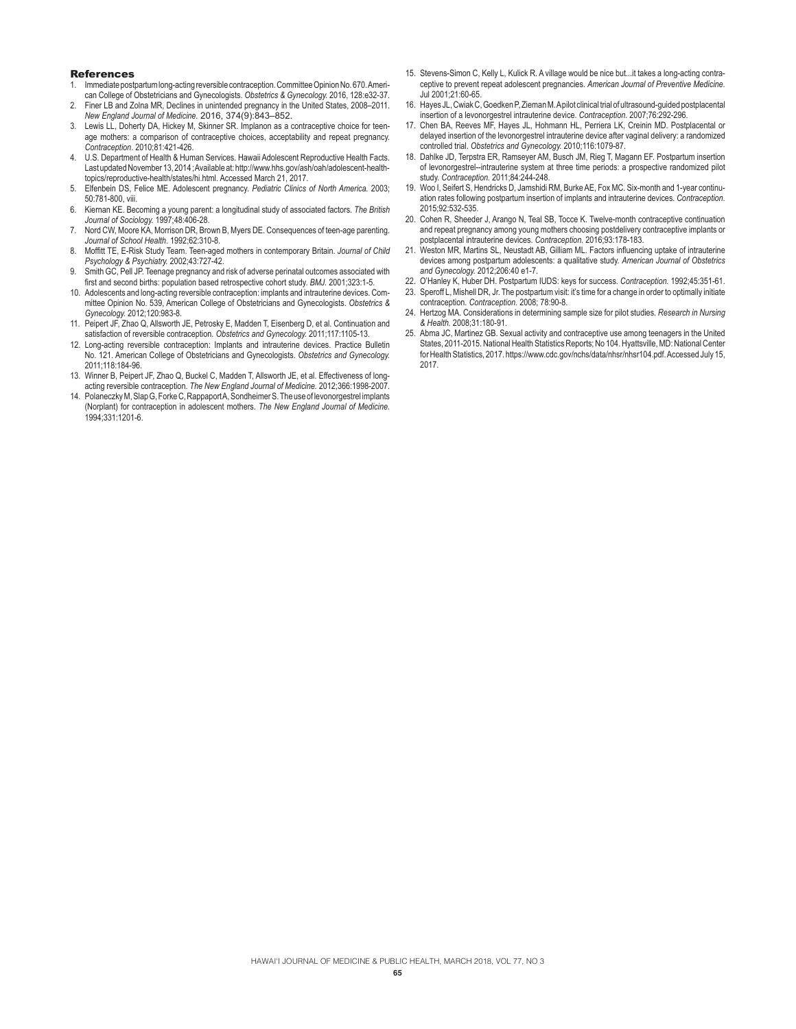## References

1. Immediate postpartum long-acting reversible contraception. Committee Opinion No. 670. American College of Obstetricians and Gynecologists. *Obstetrics & Gynecology.* 2016, 128:e32-37.
2. Finer LB and Zolna MR, Declines in unintended pregnancy in the United States, 2008–2011. *New England Journal of Medicine.* 2016, 374(9):843–852.
3. Lewis LL, Doherty DA, Hickey M, Skinner SR. Implanon as a contraceptive choice for teenage mothers: a comparison of contraceptive choices, acceptability and repeat pregnancy. *Contraception*. 2010;81:421-426.
4. U.S. Department of Health & Human Services. Hawaii Adolescent Reproductive Health Facts. Last updated November 13, 2014 ; Available at: http://www.hhs.gov/ash/oah/adolescent-health-topics/reproductive-health/states/hi.html. Accessed March 21, 2017.
5. Elfenbein DS, Felice ME. Adolescent pregnancy. *Pediatric Clinics of North America.* 2003; 50:781-800, viii.
6. Kiernan KE. Becoming a young parent: a longitudinal study of associated factors. *The British Journal of Sociology.* 1997;48:406-28.
7. Nord CW, Moore KA, Morrison DR, Brown B, Myers DE. Consequences of teen-age parenting. *Journal of School Health*. 1992;62:310-8.
8. Moffitt TE, E-Risk Study Team. Teen-aged mothers in contemporary Britain. *Journal of Child Psychology & Psychiatry.* 2002;43:727-42.
9. Smith GC, Pell JP. Teenage pregnancy and risk of adverse perinatal outcomes associated with first and second births: population based retrospective cohort study. *BMJ.* 2001;323:1-5.
10. Adolescents and long-acting reversible contraception: implants and intrauterine devices. Committee Opinion No. 539, American College of Obstetricians and Gynecologists. *Obstetrics & Gynecology.* 2012;120:983-8.
11. Peipert JF, Zhao Q, Allsworth JE, Petrosky E, Madden T, Eisenberg D, et al. Continuation and satisfaction of reversible contraception. *Obstetrics and Gynecology.* 2011;117:1105-13.
12. Long-acting reversible contraception: Implants and intrauterine devices. Practice Bulletin No. 121. American College of Obstetricians and Gynecologists. *Obstetrics and Gynecology.* 2011;118:184-96.
13. Winner B, Peipert JF, Zhao Q, Buckel C, Madden T, Allsworth JE, et al. Effectiveness of long-acting reversible contraception. *The New England Journal of Medicine.* 2012;366:1998-2007.
14. Polaneczky M, Slap G, Forke C, Rappaport A, Sondheimer S. The use of levonorgestrel implants (Norplant) for contraception in adolescent mothers. *The New England Journal of Medicine.* 1994;331:1201-6.
15. Stevens-Simon C, Kelly L, Kulick R. A village would be nice but...it takes a long-acting contraceptive to prevent repeat adolescent pregnancies. *American Journal of Preventive Medicine.* Jul 2001;21:60-65.
16. Hayes JL, Cwiak C, Goedken P, Zieman M. A pilot clinical trial of ultrasound-guided postplacental insertion of a levonorgestrel intrauterine device. *Contraception.* 2007;76:292-296.
17. Chen BA, Reeves MF, Hayes JL, Hohmann HL, Perriera LK, Creinin MD. Postplacental or delayed insertion of the levonorgestrel intrauterine device after vaginal delivery: a randomized controlled trial. *Obstetrics and Gynecology.* 2010;116:1079-87.
18. Dahlke JD, Terpstra ER, Ramseyer AM, Busch JM, Rieg T, Magann EF. Postpartum insertion of levonorgestrel--intrauterine system at three time periods: a prospective randomized pilot study. *Contraception.* 2011;84:244-248.
19. Woo I, Seifert S, Hendricks D, Jamshidi RM, Burke AE, Fox MC. Six-month and 1-year continuation rates following postpartum insertion of implants and intrauterine devices. *Contraception.* 2015;92:532-535.
20. Cohen R, Sheeder J, Arango N, Teal SB, Tocce K. Twelve-month contraceptive continuation and repeat pregnancy among young mothers choosing postdelivery contraceptive implants or postplacental intrauterine devices. *Contraception.* 2016;93:178-183.
21. Weston MR, Martins SL, Neustadt AB, Gilliam ML. Factors influencing uptake of intrauterine devices among postpartum adolescents: a qualitative study. *American Journal of Obstetrics and Gynecology.* 2012;206:40 e1-7.
22. O'Hanley K, Huber DH. Postpartum IUDS: keys for success. *Contraception.* 1992;45:351-61.
23. Speroff L, Mishell DR, Jr. The postpartum visit: it's time for a change in order to optimally initiate contraception. *Contraception.* 2008; 78:90-8.
24. Hertzog MA. Considerations in determining sample size for pilot studies. *Research in Nursing & Health.* 2008;31:180-91.
25. Abma JC, Martinez GB. Sexual activity and contraceptive use among teenagers in the United States, 2011-2015. National Health Statistics Reports; No 104. Hyattsville, MD: National Center for Health Statistics, 2017. https://www.cdc.gov/nchs/data/nhsr/nhsr104.pdf. Accessed July 15, 2017.